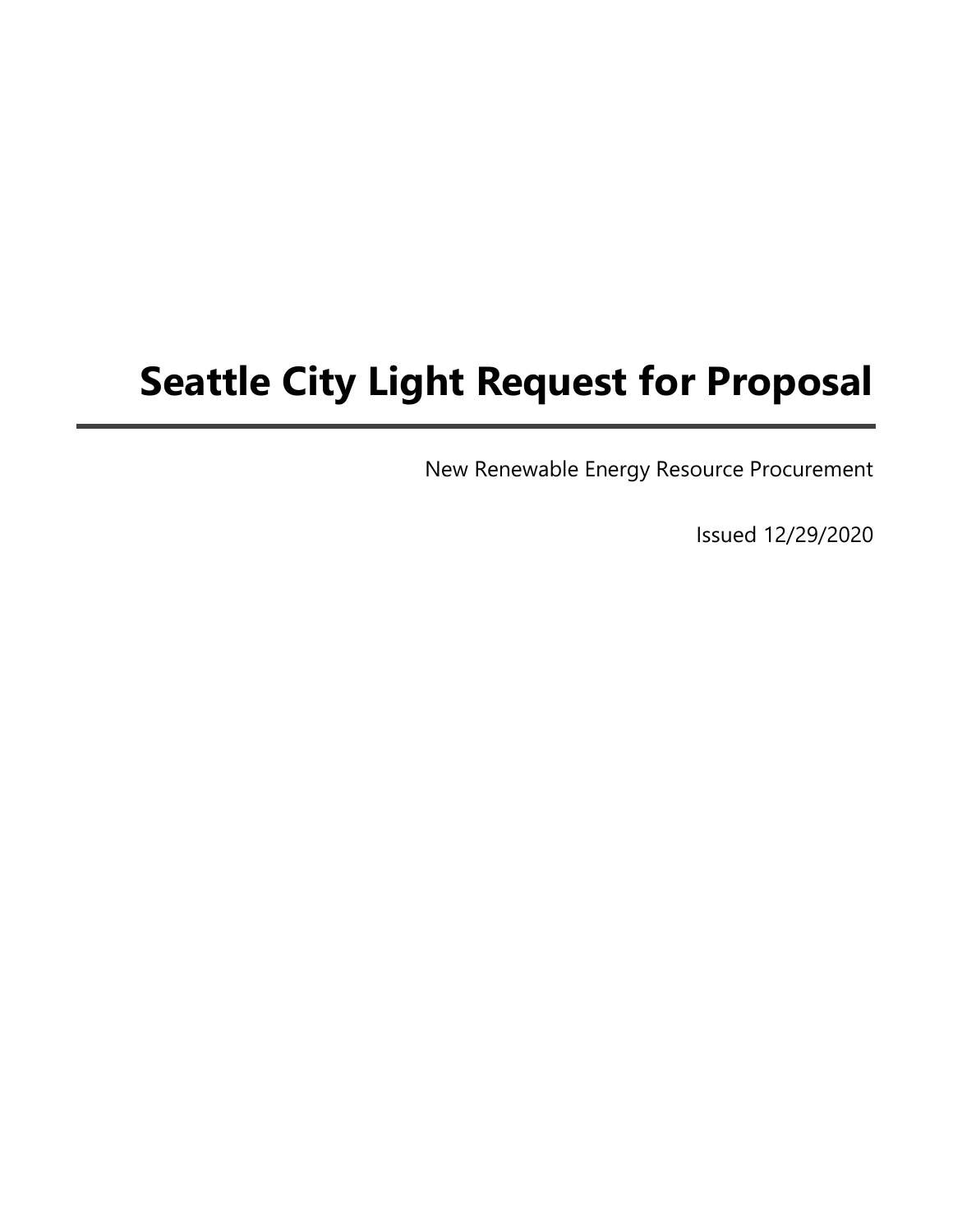# Seattle City Light Request for Proposal

New Renewable Energy Resource Procurement

Issued 12/29/2020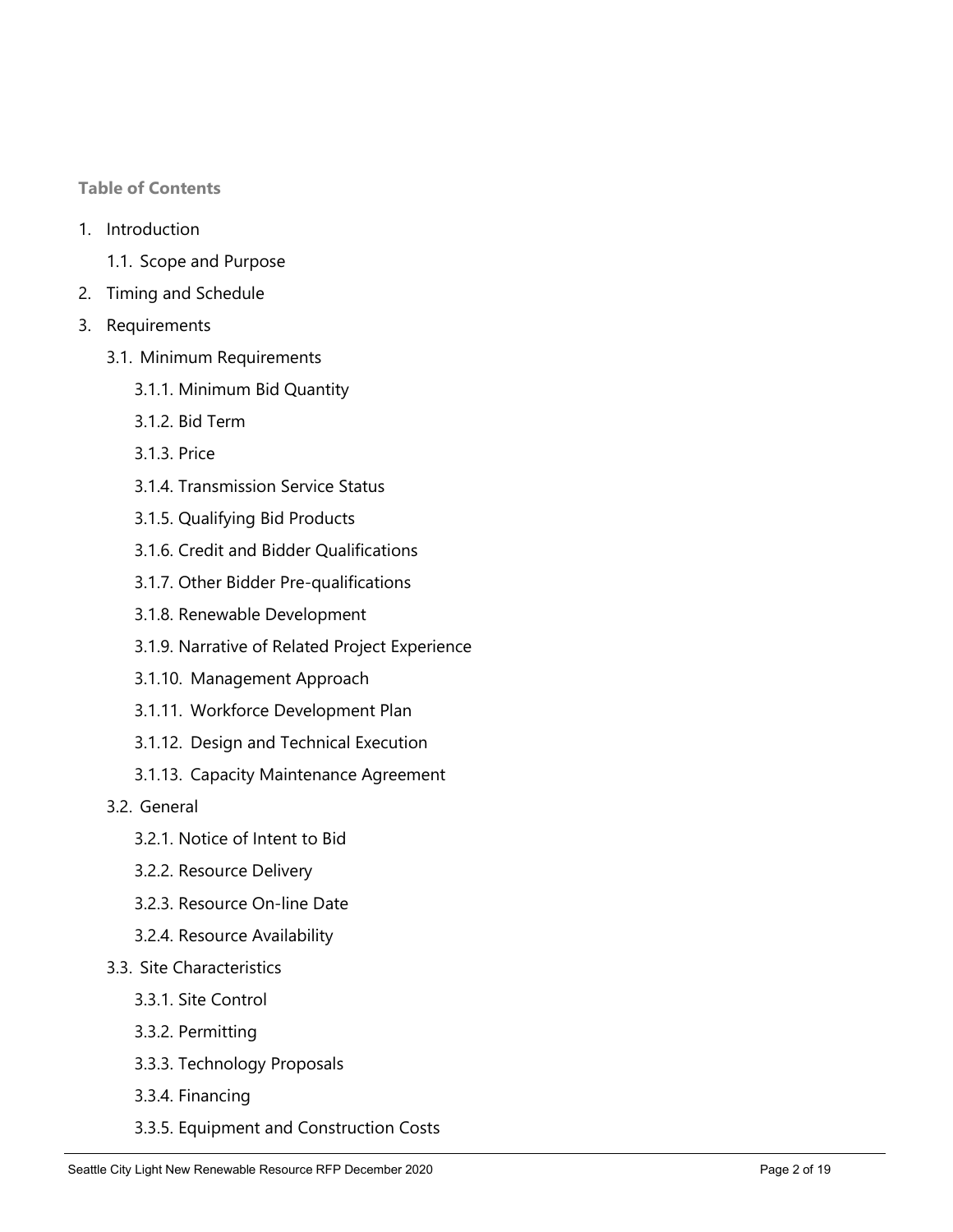**Table of Contents**

1. Introduction
    - 1.1. Scope and Purpose
2. Timing and Schedule
3. Requirements
    - 3.1. Minimum Requirements
        - 3.1.1. Minimum Bid Quantity
        - 3.1.2. Bid Term
        - 3.1.3. Price
        - 3.1.4. Transmission Service Status
        - 3.1.5. Qualifying Bid Products
        - 3.1.6. Credit and Bidder Qualifications
        - 3.1.7. Other Bidder Pre-qualifications
        - 3.1.8. Renewable Development
        - 3.1.9. Narrative of Related Project Experience
        - 3.1.10. Management Approach
        - 3.1.11. Workforce Development Plan
        - 3.1.12. Design and Technical Execution
        - 3.1.13. Capacity Maintenance Agreement
    - 3.2. General
        - 3.2.1. Notice of Intent to Bid
        - 3.2.2. Resource Delivery
        - 3.2.3. Resource On-line Date
        - 3.2.4. Resource Availability
    - 3.3. Site Characteristics
        - 3.3.1. Site Control
        - 3.3.2. Permitting
        - 3.3.3. Technology Proposals
        - 3.3.4. Financing
        - 3.3.5. Equipment and Construction Costs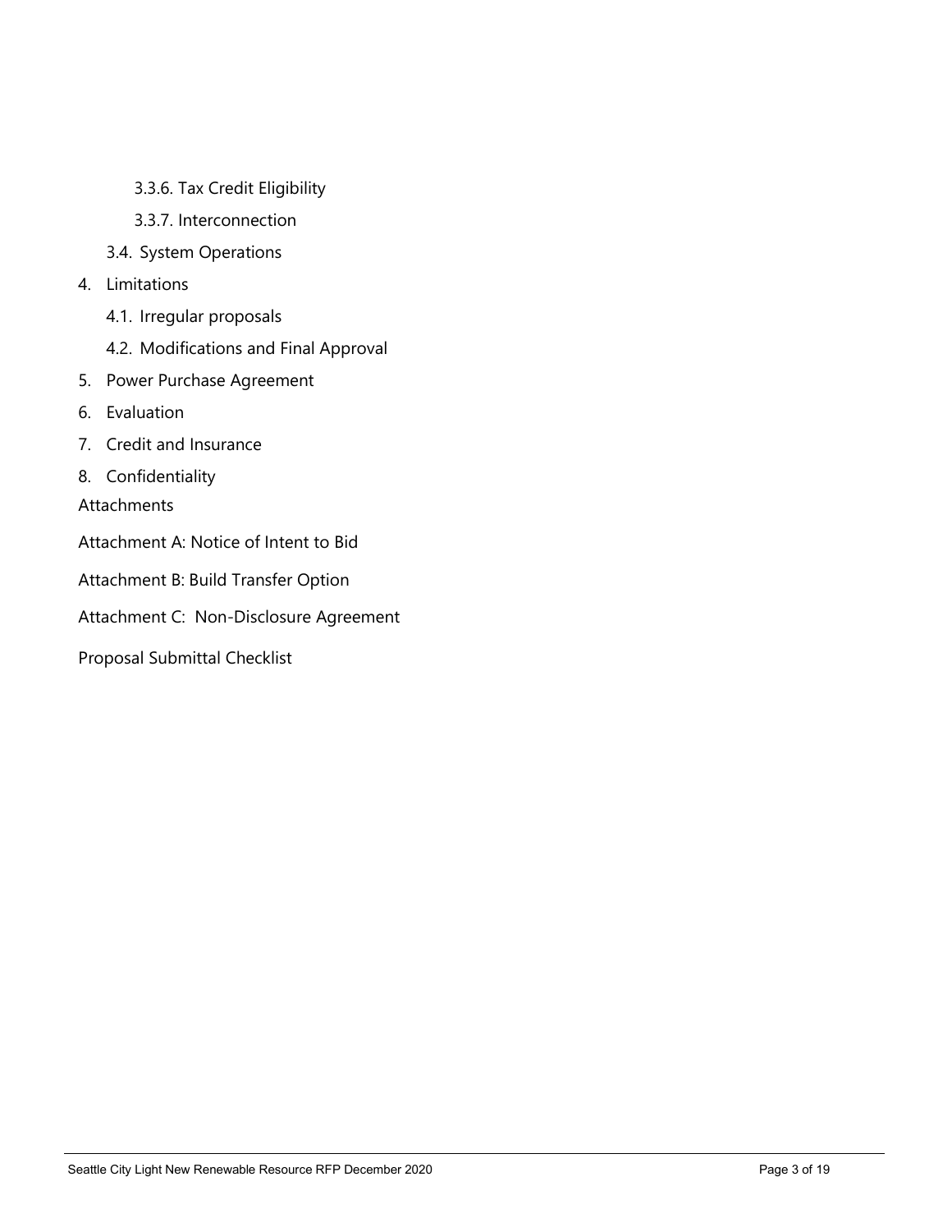- 3.3.6. Tax Credit Eligibility
- 3.3.7. Interconnection

3.4. System Operations

4. Limitations
   - 4.1. Irregular proposals
   - 4.2. Modifications and Final Approval
5. Power Purchase Agreement
6. Evaluation
7. Credit and Insurance
8. Confidentiality

Attachments

Attachment A: Notice of Intent to Bid

Attachment B: Build Transfer Option

Attachment C: Non-Disclosure Agreement

Proposal Submittal Checklist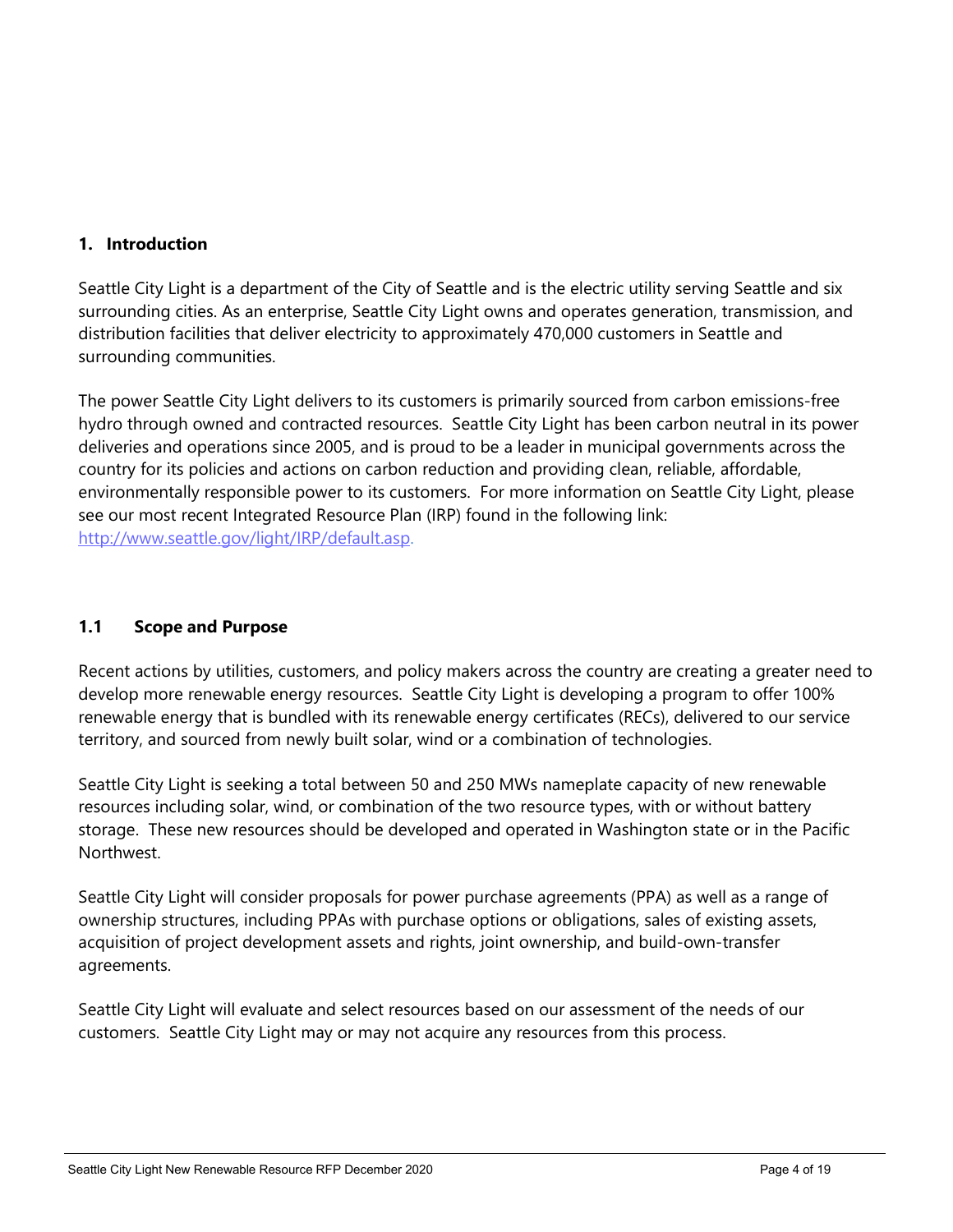## 1. Introduction

Seattle City Light is a department of the City of Seattle and is the electric utility serving Seattle and six surrounding cities. As an enterprise, Seattle City Light owns and operates generation, transmission, and distribution facilities that deliver electricity to approximately 470,000 customers in Seattle and surrounding communities.

The power Seattle City Light delivers to its customers is primarily sourced from carbon emissions-free hydro through owned and contracted resources. Seattle City Light has been carbon neutral in its power deliveries and operations since 2005, and is proud to be a leader in municipal governments across the country for its policies and actions on carbon reduction and providing clean, reliable, affordable, environmentally responsible power to its customers. For more information on Seattle City Light, please see our most recent Integrated Resource Plan (IRP) found in the following link: http://www.seattle.gov/light/IRP/default.asp.

### 1.1 Scope and Purpose

Recent actions by utilities, customers, and policy makers across the country are creating a greater need to develop more renewable energy resources. Seattle City Light is developing a program to offer 100% renewable energy that is bundled with its renewable energy certificates (RECs), delivered to our service territory, and sourced from newly built solar, wind or a combination of technologies.

Seattle City Light is seeking a total between 50 and 250 MWs nameplate capacity of new renewable resources including solar, wind, or combination of the two resource types, with or without battery storage. These new resources should be developed and operated in Washington state or in the Pacific Northwest.

Seattle City Light will consider proposals for power purchase agreements (PPA) as well as a range of ownership structures, including PPAs with purchase options or obligations, sales of existing assets, acquisition of project development assets and rights, joint ownership, and build-own-transfer agreements.

Seattle City Light will evaluate and select resources based on our assessment of the needs of our customers. Seattle City Light may or may not acquire any resources from this process.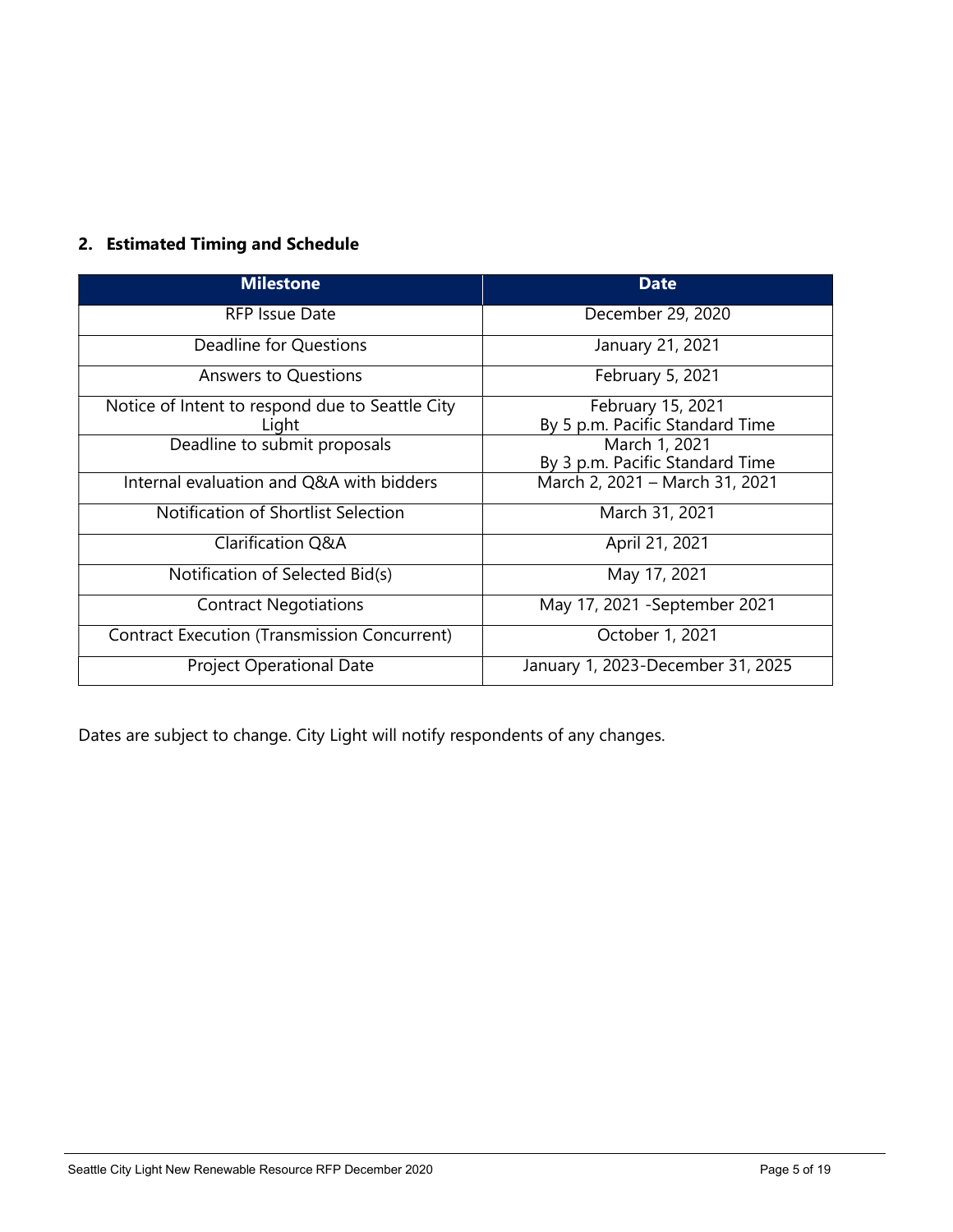## 2. Estimated Timing and Schedule

| Milestone | Date |
| --- | --- |
| RFP Issue Date | December 29, 2020 |
| Deadline for Questions | January 21, 2021 |
| Answers to Questions | February 5, 2021 |
| Notice of Intent to respond due to Seattle City Light | February 15, 2021 By 5 p.m. Pacific Standard Time |
| Deadline to submit proposals | March 1, 2021 By 3 p.m. Pacific Standard Time |
| Internal evaluation and Q&A with bidders | March 2, 2021 – March 31, 2021 |
| Notification of Shortlist Selection | March 31, 2021 |
| Clarification Q&A | April 21, 2021 |
| Notification of Selected Bid(s) | May 17, 2021 |
| Contract Negotiations | May 17, 2021 -September 2021 |
| Contract Execution (Transmission Concurrent) | October 1, 2021 |
| Project Operational Date | January 1, 2023-December 31, 2025 |

Dates are subject to change. City Light will notify respondents of any changes.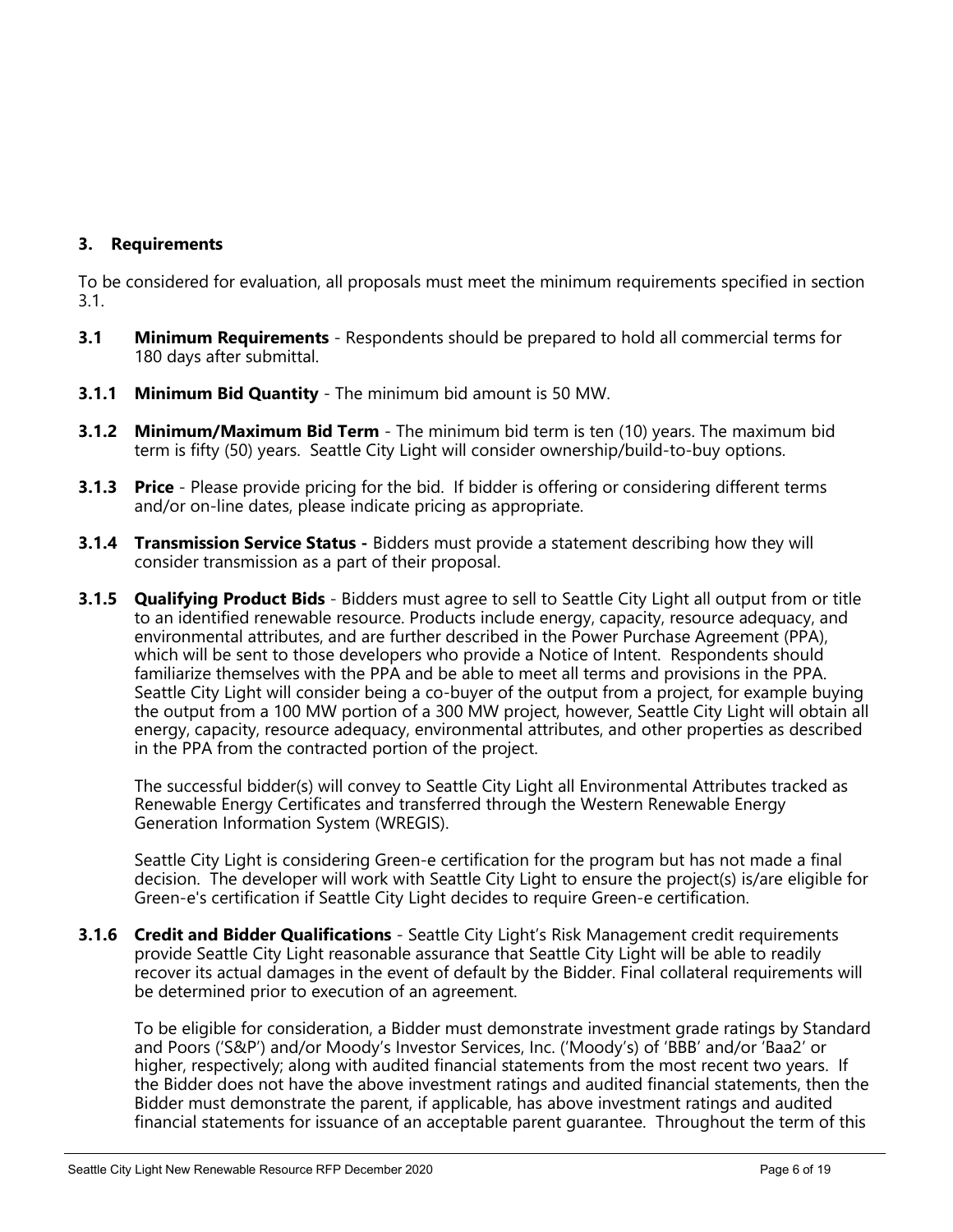## 3. Requirements

To be considered for evaluation, all proposals must meet the minimum requirements specified in section 3.1.

**3.1 Minimum Requirements** - Respondents should be prepared to hold all commercial terms for 180 days after submittal.

**3.1.1 Minimum Bid Quantity** - The minimum bid amount is 50 MW.

**3.1.2 Minimum/Maximum Bid Term** - The minimum bid term is ten (10) years. The maximum bid term is fifty (50) years. Seattle City Light will consider ownership/build-to-buy options.

**3.1.3 Price** - Please provide pricing for the bid. If bidder is offering or considering different terms and/or on-line dates, please indicate pricing as appropriate.

**3.1.4 Transmission Service Status -** Bidders must provide a statement describing how they will consider transmission as a part of their proposal.

**3.1.5 Qualifying Product Bids** - Bidders must agree to sell to Seattle City Light all output from or title to an identified renewable resource. Products include energy, capacity, resource adequacy, and environmental attributes, and are further described in the Power Purchase Agreement (PPA), which will be sent to those developers who provide a Notice of Intent. Respondents should familiarize themselves with the PPA and be able to meet all terms and provisions in the PPA. Seattle City Light will consider being a co-buyer of the output from a project, for example buying the output from a 100 MW portion of a 300 MW project, however, Seattle City Light will obtain all energy, capacity, resource adequacy, environmental attributes, and other properties as described in the PPA from the contracted portion of the project.

The successful bidder(s) will convey to Seattle City Light all Environmental Attributes tracked as Renewable Energy Certificates and transferred through the Western Renewable Energy Generation Information System (WREGIS).

Seattle City Light is considering Green-e certification for the program but has not made a final decision. The developer will work with Seattle City Light to ensure the project(s) is/are eligible for Green-e's certification if Seattle City Light decides to require Green-e certification.

**3.1.6 Credit and Bidder Qualifications** - Seattle City Light's Risk Management credit requirements provide Seattle City Light reasonable assurance that Seattle City Light will be able to readily recover its actual damages in the event of default by the Bidder. Final collateral requirements will be determined prior to execution of an agreement.

To be eligible for consideration, a Bidder must demonstrate investment grade ratings by Standard and Poors ('S&P') and/or Moody's Investor Services, Inc. ('Moody's) of 'BBB' and/or 'Baa2' or higher, respectively; along with audited financial statements from the most recent two years. If the Bidder does not have the above investment ratings and audited financial statements, then the Bidder must demonstrate the parent, if applicable, has above investment ratings and audited financial statements for issuance of an acceptable parent guarantee. Throughout the term of this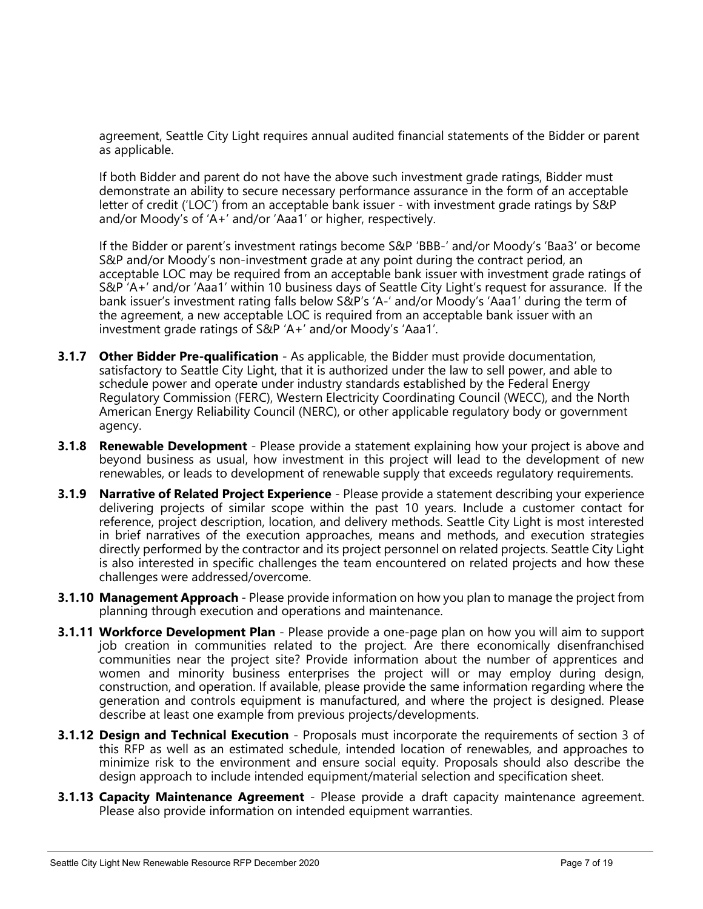agreement, Seattle City Light requires annual audited financial statements of the Bidder or parent as applicable.

If both Bidder and parent do not have the above such investment grade ratings, Bidder must demonstrate an ability to secure necessary performance assurance in the form of an acceptable letter of credit ('LOC') from an acceptable bank issuer - with investment grade ratings by S&P and/or Moody's of 'A+' and/or 'Aaa1' or higher, respectively.

If the Bidder or parent's investment ratings become S&P 'BBB-' and/or Moody's 'Baa3' or become S&P and/or Moody's non-investment grade at any point during the contract period, an acceptable LOC may be required from an acceptable bank issuer with investment grade ratings of S&P 'A+' and/or 'Aaa1' within 10 business days of Seattle City Light's request for assurance. If the bank issuer's investment rating falls below S&P's 'A-' and/or Moody's 'Aaa1' during the term of the agreement, a new acceptable LOC is required from an acceptable bank issuer with an investment grade ratings of S&P 'A+' and/or Moody's 'Aaa1'.

**3.1.7 Other Bidder Pre-qualification** - As applicable, the Bidder must provide documentation, satisfactory to Seattle City Light, that it is authorized under the law to sell power, and able to schedule power and operate under industry standards established by the Federal Energy Regulatory Commission (FERC), Western Electricity Coordinating Council (WECC), and the North American Energy Reliability Council (NERC), or other applicable regulatory body or government agency.

**3.1.8 Renewable Development** - Please provide a statement explaining how your project is above and beyond business as usual, how investment in this project will lead to the development of new renewables, or leads to development of renewable supply that exceeds regulatory requirements.

**3.1.9 Narrative of Related Project Experience** - Please provide a statement describing your experience delivering projects of similar scope within the past 10 years. Include a customer contact for reference, project description, location, and delivery methods. Seattle City Light is most interested in brief narratives of the execution approaches, means and methods, and execution strategies directly performed by the contractor and its project personnel on related projects. Seattle City Light is also interested in specific challenges the team encountered on related projects and how these challenges were addressed/overcome.

**3.1.10 Management Approach** - Please provide information on how you plan to manage the project from planning through execution and operations and maintenance.

**3.1.11 Workforce Development Plan** - Please provide a one-page plan on how you will aim to support job creation in communities related to the project. Are there economically disenfranchised communities near the project site? Provide information about the number of apprentices and women and minority business enterprises the project will or may employ during design, construction, and operation. If available, please provide the same information regarding where the generation and controls equipment is manufactured, and where the project is designed. Please describe at least one example from previous projects/developments.

**3.1.12 Design and Technical Execution** - Proposals must incorporate the requirements of section 3 of this RFP as well as an estimated schedule, intended location of renewables, and approaches to minimize risk to the environment and ensure social equity. Proposals should also describe the design approach to include intended equipment/material selection and specification sheet.

**3.1.13 Capacity Maintenance Agreement** - Please provide a draft capacity maintenance agreement. Please also provide information on intended equipment warranties.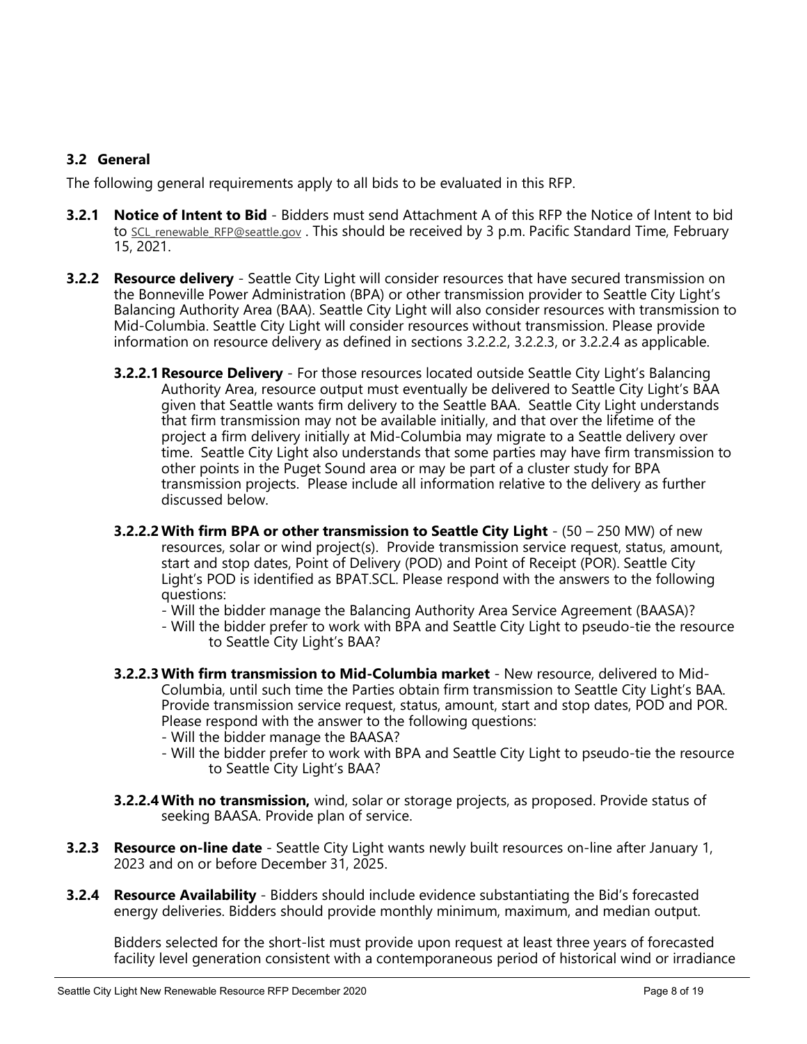## 3.2 General

The following general requirements apply to all bids to be evaluated in this RFP.

**3.2.1 Notice of Intent to Bid** - Bidders must send Attachment A of this RFP the Notice of Intent to bid to SCL_renewable_RFP@seattle.gov . This should be received by 3 p.m. Pacific Standard Time, February 15, 2021.

**3.2.2 Resource delivery** - Seattle City Light will consider resources that have secured transmission on the Bonneville Power Administration (BPA) or other transmission provider to Seattle City Light's Balancing Authority Area (BAA). Seattle City Light will also consider resources with transmission to Mid-Columbia. Seattle City Light will consider resources without transmission. Please provide information on resource delivery as defined in sections 3.2.2.2, 3.2.2.3, or 3.2.2.4 as applicable.

**3.2.2.1 Resource Delivery** - For those resources located outside Seattle City Light's Balancing Authority Area, resource output must eventually be delivered to Seattle City Light's BAA given that Seattle wants firm delivery to the Seattle BAA. Seattle City Light understands that firm transmission may not be available initially, and that over the lifetime of the project a firm delivery initially at Mid-Columbia may migrate to a Seattle delivery over time. Seattle City Light also understands that some parties may have firm transmission to other points in the Puget Sound area or may be part of a cluster study for BPA transmission projects. Please include all information relative to the delivery as further discussed below.

**3.2.2.2 With firm BPA or other transmission to Seattle City Light** - (50 – 250 MW) of new resources, solar or wind project(s). Provide transmission service request, status, amount, start and stop dates, Point of Delivery (POD) and Point of Receipt (POR). Seattle City Light's POD is identified as BPAT.SCL. Please respond with the answers to the following questions:

- Will the bidder manage the Balancing Authority Area Service Agreement (BAASA)?
- Will the bidder prefer to work with BPA and Seattle City Light to pseudo-tie the resource to Seattle City Light's BAA?

**3.2.2.3 With firm transmission to Mid-Columbia market** - New resource, delivered to Mid-Columbia, until such time the Parties obtain firm transmission to Seattle City Light's BAA. Provide transmission service request, status, amount, start and stop dates, POD and POR. Please respond with the answer to the following questions:

- Will the bidder manage the BAASA?
- Will the bidder prefer to work with BPA and Seattle City Light to pseudo-tie the resource to Seattle City Light's BAA?

**3.2.2.4 With no transmission,** wind, solar or storage projects, as proposed. Provide status of seeking BAASA. Provide plan of service.

**3.2.3 Resource on-line date** - Seattle City Light wants newly built resources on-line after January 1, 2023 and on or before December 31, 2025.

**3.2.4 Resource Availability** - Bidders should include evidence substantiating the Bid's forecasted energy deliveries. Bidders should provide monthly minimum, maximum, and median output.

Bidders selected for the short-list must provide upon request at least three years of forecasted facility level generation consistent with a contemporaneous period of historical wind or irradiance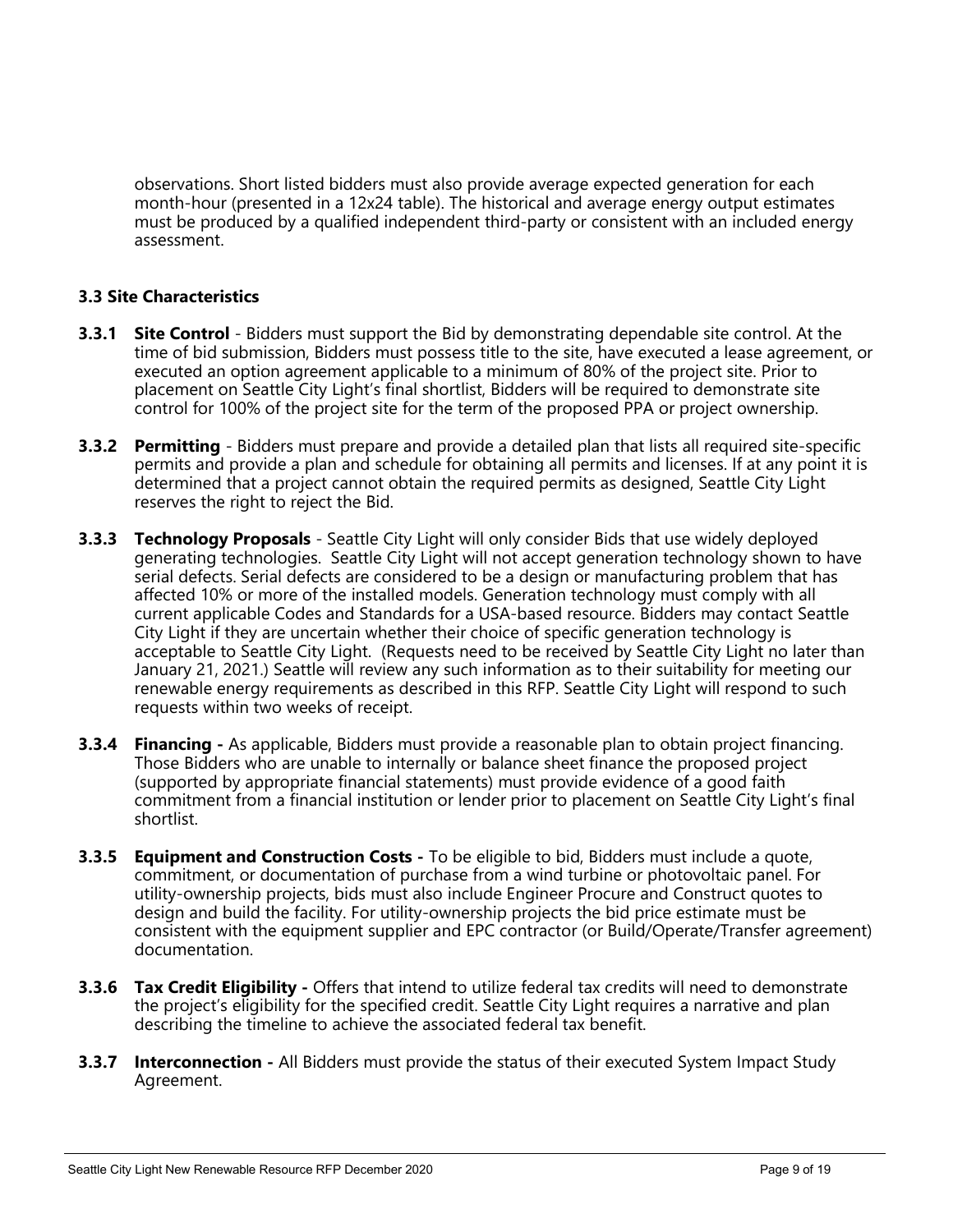observations. Short listed bidders must also provide average expected generation for each month-hour (presented in a 12x24 table). The historical and average energy output estimates must be produced by a qualified independent third-party or consistent with an included energy assessment.

### 3.3 Site Characteristics

**3.3.1 Site Control** - Bidders must support the Bid by demonstrating dependable site control. At the time of bid submission, Bidders must possess title to the site, have executed a lease agreement, or executed an option agreement applicable to a minimum of 80% of the project site. Prior to placement on Seattle City Light's final shortlist, Bidders will be required to demonstrate site control for 100% of the project site for the term of the proposed PPA or project ownership.

**3.3.2 Permitting** - Bidders must prepare and provide a detailed plan that lists all required site-specific permits and provide a plan and schedule for obtaining all permits and licenses. If at any point it is determined that a project cannot obtain the required permits as designed, Seattle City Light reserves the right to reject the Bid.

**3.3.3 Technology Proposals** - Seattle City Light will only consider Bids that use widely deployed generating technologies. Seattle City Light will not accept generation technology shown to have serial defects. Serial defects are considered to be a design or manufacturing problem that has affected 10% or more of the installed models. Generation technology must comply with all current applicable Codes and Standards for a USA-based resource. Bidders may contact Seattle City Light if they are uncertain whether their choice of specific generation technology is acceptable to Seattle City Light. (Requests need to be received by Seattle City Light no later than January 21, 2021.) Seattle will review any such information as to their suitability for meeting our renewable energy requirements as described in this RFP. Seattle City Light will respond to such requests within two weeks of receipt.

**3.3.4 Financing -** As applicable, Bidders must provide a reasonable plan to obtain project financing. Those Bidders who are unable to internally or balance sheet finance the proposed project (supported by appropriate financial statements) must provide evidence of a good faith commitment from a financial institution or lender prior to placement on Seattle City Light's final shortlist.

**3.3.5 Equipment and Construction Costs -** To be eligible to bid, Bidders must include a quote, commitment, or documentation of purchase from a wind turbine or photovoltaic panel. For utility-ownership projects, bids must also include Engineer Procure and Construct quotes to design and build the facility. For utility-ownership projects the bid price estimate must be consistent with the equipment supplier and EPC contractor (or Build/Operate/Transfer agreement) documentation.

**3.3.6 Tax Credit Eligibility -** Offers that intend to utilize federal tax credits will need to demonstrate the project's eligibility for the specified credit. Seattle City Light requires a narrative and plan describing the timeline to achieve the associated federal tax benefit.

**3.3.7 Interconnection -** All Bidders must provide the status of their executed System Impact Study Agreement.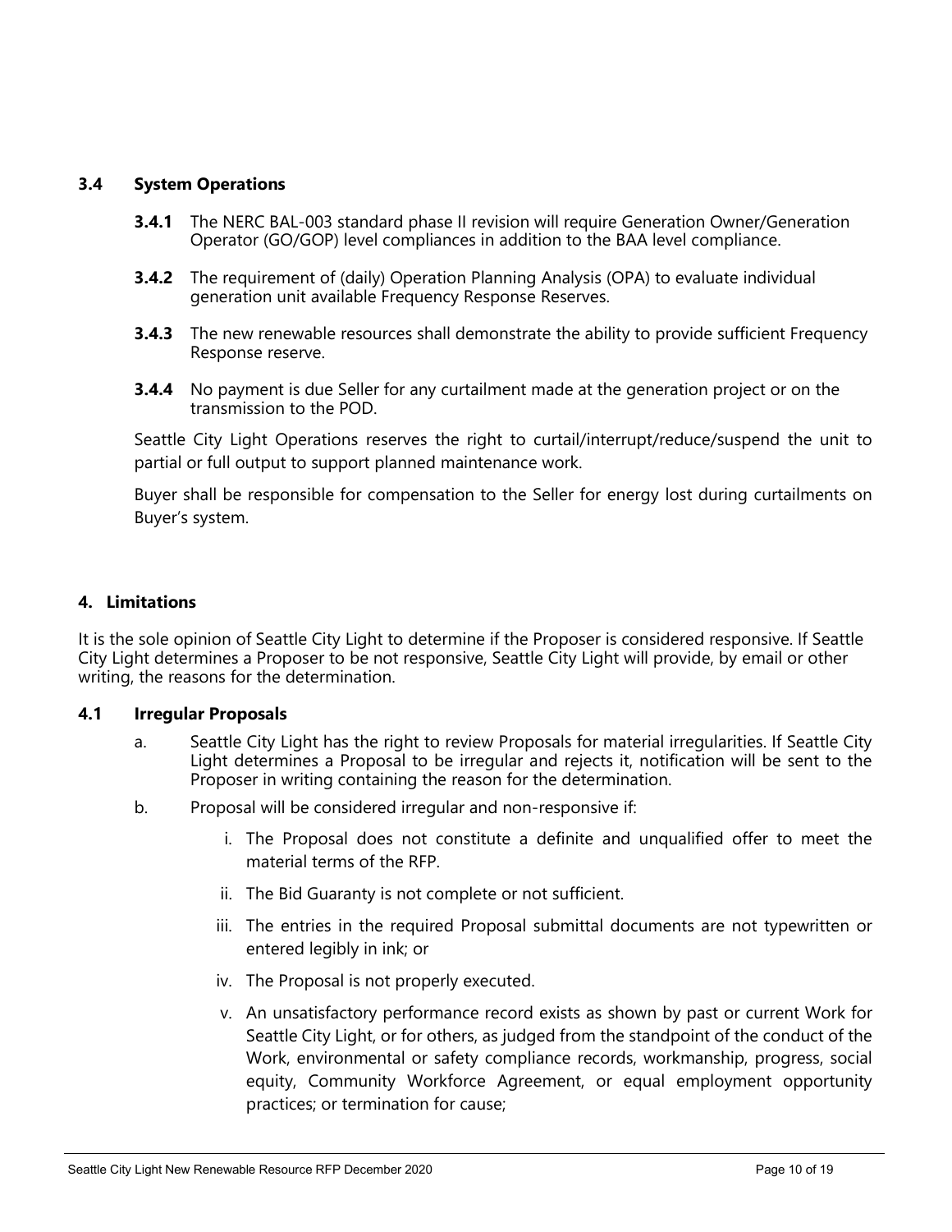### 3.4 System Operations

**3.4.1** The NERC BAL-003 standard phase II revision will require Generation Owner/Generation Operator (GO/GOP) level compliances in addition to the BAA level compliance.

**3.4.2** The requirement of (daily) Operation Planning Analysis (OPA) to evaluate individual generation unit available Frequency Response Reserves.

**3.4.3** The new renewable resources shall demonstrate the ability to provide sufficient Frequency Response reserve.

**3.4.4** No payment is due Seller for any curtailment made at the generation project or on the transmission to the POD.

Seattle City Light Operations reserves the right to curtail/interrupt/reduce/suspend the unit to partial or full output to support planned maintenance work.

Buyer shall be responsible for compensation to the Seller for energy lost during curtailments on Buyer's system.

## 4. Limitations

It is the sole opinion of Seattle City Light to determine if the Proposer is considered responsive. If Seattle City Light determines a Proposer to be not responsive, Seattle City Light will provide, by email or other writing, the reasons for the determination.

### 4.1 Irregular Proposals

a. Seattle City Light has the right to review Proposals for material irregularities. If Seattle City Light determines a Proposal to be irregular and rejects it, notification will be sent to the Proposer in writing containing the reason for the determination.

b. Proposal will be considered irregular and non-responsive if:

   i. The Proposal does not constitute a definite and unqualified offer to meet the material terms of the RFP.

   ii. The Bid Guaranty is not complete or not sufficient.

   iii. The entries in the required Proposal submittal documents are not typewritten or entered legibly in ink; or

   iv. The Proposal is not properly executed.

   v. An unsatisfactory performance record exists as shown by past or current Work for Seattle City Light, or for others, as judged from the standpoint of the conduct of the Work, environmental or safety compliance records, workmanship, progress, social equity, Community Workforce Agreement, or equal employment opportunity practices; or termination for cause;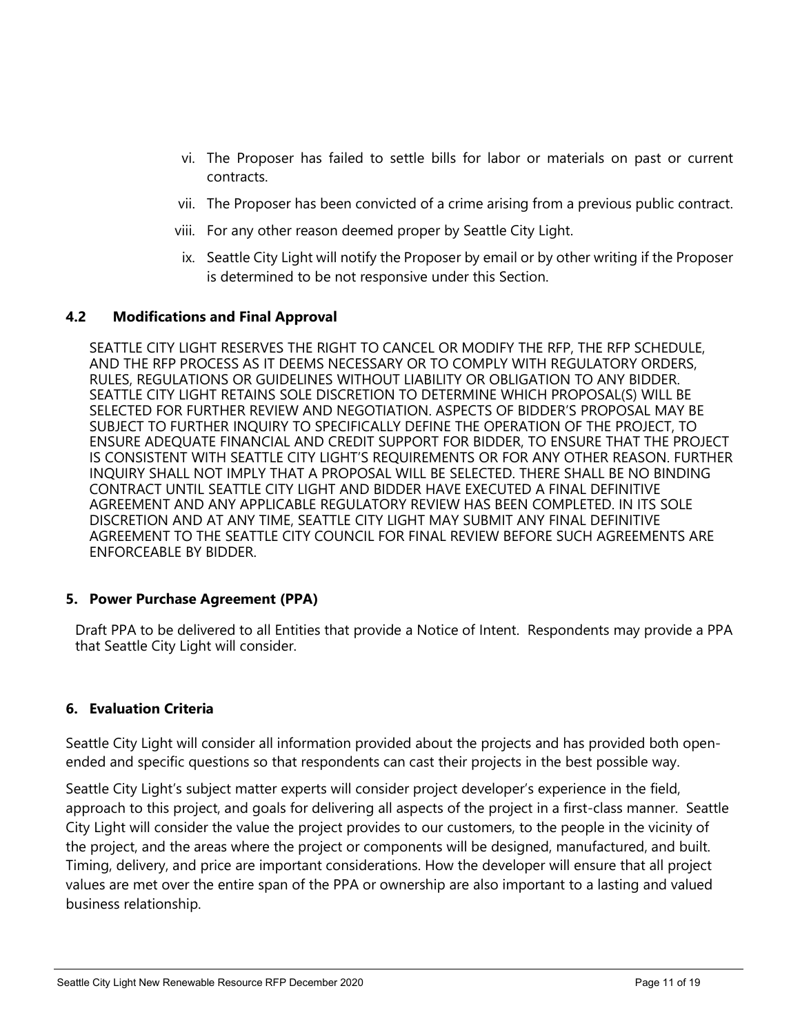vi. The Proposer has failed to settle bills for labor or materials on past or current contracts.

vii. The Proposer has been convicted of a crime arising from a previous public contract.

viii. For any other reason deemed proper by Seattle City Light.

ix. Seattle City Light will notify the Proposer by email or by other writing if the Proposer is determined to be not responsive under this Section.

### 4.2 Modifications and Final Approval

SEATTLE CITY LIGHT RESERVES THE RIGHT TO CANCEL OR MODIFY THE RFP, THE RFP SCHEDULE, AND THE RFP PROCESS AS IT DEEMS NECESSARY OR TO COMPLY WITH REGULATORY ORDERS, RULES, REGULATIONS OR GUIDELINES WITHOUT LIABILITY OR OBLIGATION TO ANY BIDDER. SEATTLE CITY LIGHT RETAINS SOLE DISCRETION TO DETERMINE WHICH PROPOSAL(S) WILL BE SELECTED FOR FURTHER REVIEW AND NEGOTIATION. ASPECTS OF BIDDER'S PROPOSAL MAY BE SUBJECT TO FURTHER INQUIRY TO SPECIFICALLY DEFINE THE OPERATION OF THE PROJECT, TO ENSURE ADEQUATE FINANCIAL AND CREDIT SUPPORT FOR BIDDER, TO ENSURE THAT THE PROJECT IS CONSISTENT WITH SEATTLE CITY LIGHT'S REQUIREMENTS OR FOR ANY OTHER REASON. FURTHER INQUIRY SHALL NOT IMPLY THAT A PROPOSAL WILL BE SELECTED. THERE SHALL BE NO BINDING CONTRACT UNTIL SEATTLE CITY LIGHT AND BIDDER HAVE EXECUTED A FINAL DEFINITIVE AGREEMENT AND ANY APPLICABLE REGULATORY REVIEW HAS BEEN COMPLETED. IN ITS SOLE DISCRETION AND AT ANY TIME, SEATTLE CITY LIGHT MAY SUBMIT ANY FINAL DEFINITIVE AGREEMENT TO THE SEATTLE CITY COUNCIL FOR FINAL REVIEW BEFORE SUCH AGREEMENTS ARE ENFORCEABLE BY BIDDER.

## 5. Power Purchase Agreement (PPA)

Draft PPA to be delivered to all Entities that provide a Notice of Intent. Respondents may provide a PPA that Seattle City Light will consider.

## 6. Evaluation Criteria

Seattle City Light will consider all information provided about the projects and has provided both open-ended and specific questions so that respondents can cast their projects in the best possible way.

Seattle City Light's subject matter experts will consider project developer's experience in the field, approach to this project, and goals for delivering all aspects of the project in a first-class manner. Seattle City Light will consider the value the project provides to our customers, to the people in the vicinity of the project, and the areas where the project or components will be designed, manufactured, and built. Timing, delivery, and price are important considerations. How the developer will ensure that all project values are met over the entire span of the PPA or ownership are also important to a lasting and valued business relationship.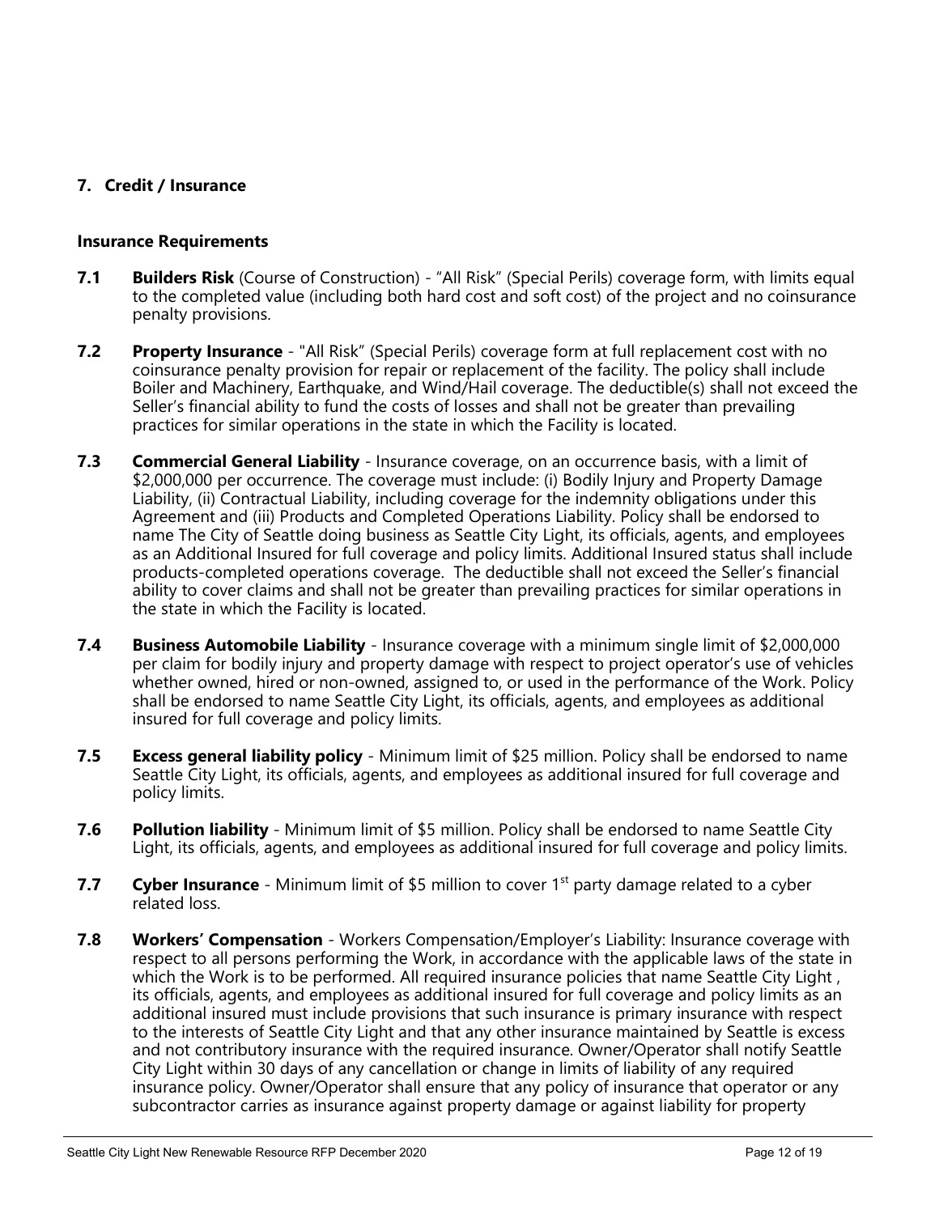## 7. Credit / Insurance

### Insurance Requirements

**7.1** **Builders Risk** (Course of Construction) - "All Risk" (Special Perils) coverage form, with limits equal to the completed value (including both hard cost and soft cost) of the project and no coinsurance penalty provisions.

**7.2** **Property Insurance** - "All Risk" (Special Perils) coverage form at full replacement cost with no coinsurance penalty provision for repair or replacement of the facility. The policy shall include Boiler and Machinery, Earthquake, and Wind/Hail coverage. The deductible(s) shall not exceed the Seller's financial ability to fund the costs of losses and shall not be greater than prevailing practices for similar operations in the state in which the Facility is located.

**7.3** **Commercial General Liability** - Insurance coverage, on an occurrence basis, with a limit of \$2,000,000 per occurrence. The coverage must include: (i) Bodily Injury and Property Damage Liability, (ii) Contractual Liability, including coverage for the indemnity obligations under this Agreement and (iii) Products and Completed Operations Liability. Policy shall be endorsed to name The City of Seattle doing business as Seattle City Light, its officials, agents, and employees as an Additional Insured for full coverage and policy limits. Additional Insured status shall include products-completed operations coverage. The deductible shall not exceed the Seller's financial ability to cover claims and shall not be greater than prevailing practices for similar operations in the state in which the Facility is located.

**7.4** **Business Automobile Liability** - Insurance coverage with a minimum single limit of \$2,000,000 per claim for bodily injury and property damage with respect to project operator's use of vehicles whether owned, hired or non-owned, assigned to, or used in the performance of the Work. Policy shall be endorsed to name Seattle City Light, its officials, agents, and employees as additional insured for full coverage and policy limits.

**7.5** **Excess general liability policy** - Minimum limit of \$25 million. Policy shall be endorsed to name Seattle City Light, its officials, agents, and employees as additional insured for full coverage and policy limits.

**7.6** **Pollution liability** - Minimum limit of \$5 million. Policy shall be endorsed to name Seattle City Light, its officials, agents, and employees as additional insured for full coverage and policy limits.

**7.7** **Cyber Insurance** - Minimum limit of \$5 million to cover 1st party damage related to a cyber related loss.

**7.8** **Workers' Compensation** - Workers Compensation/Employer's Liability: Insurance coverage with respect to all persons performing the Work, in accordance with the applicable laws of the state in which the Work is to be performed. All required insurance policies that name Seattle City Light , its officials, agents, and employees as additional insured for full coverage and policy limits as an additional insured must include provisions that such insurance is primary insurance with respect to the interests of Seattle City Light and that any other insurance maintained by Seattle is excess and not contributory insurance with the required insurance. Owner/Operator shall notify Seattle City Light within 30 days of any cancellation or change in limits of liability of any required insurance policy. Owner/Operator shall ensure that any policy of insurance that operator or any subcontractor carries as insurance against property damage or against liability for property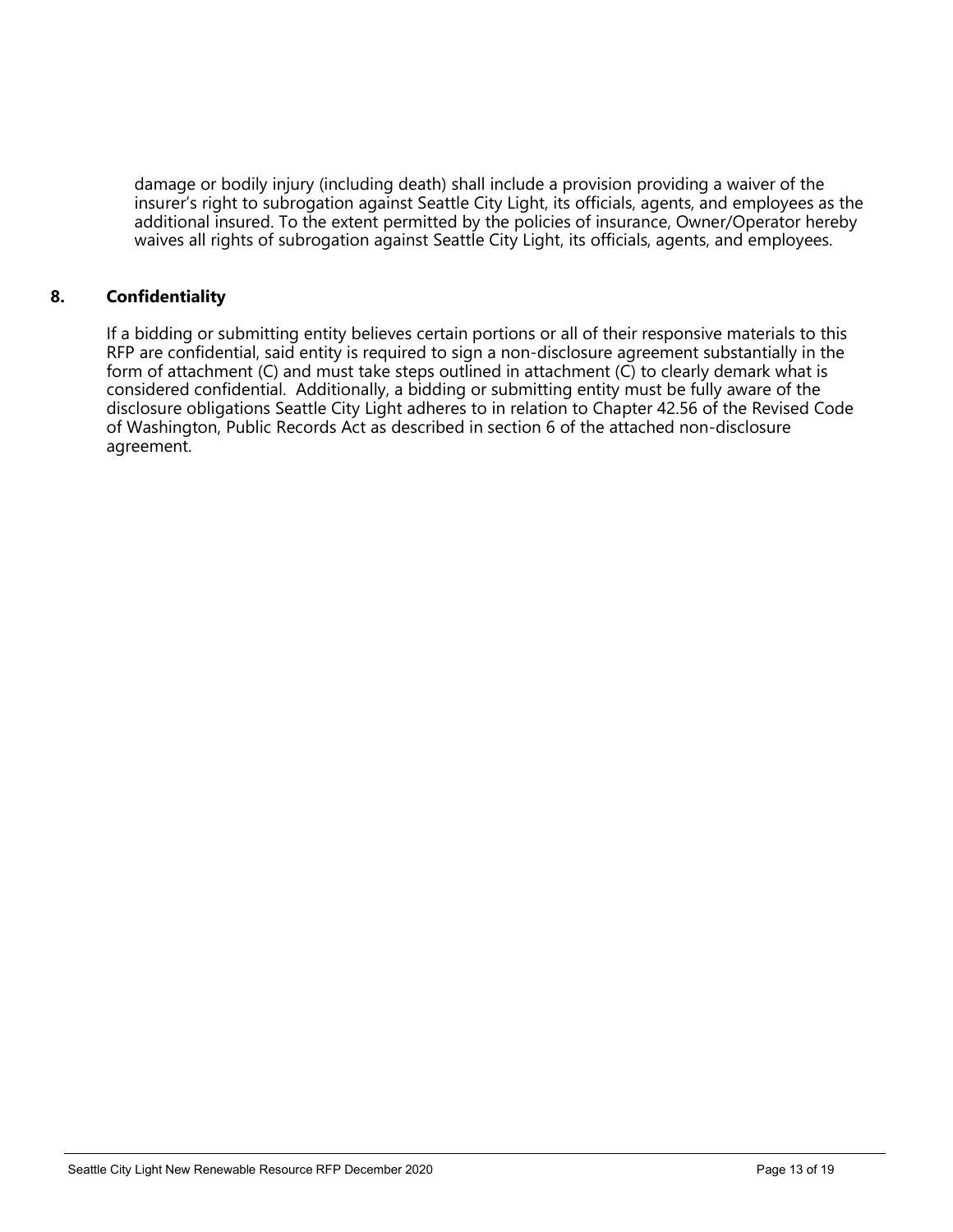damage or bodily injury (including death) shall include a provision providing a waiver of the insurer's right to subrogation against Seattle City Light, its officials, agents, and employees as the additional insured. To the extent permitted by the policies of insurance, Owner/Operator hereby waives all rights of subrogation against Seattle City Light, its officials, agents, and employees.

## 8. Confidentiality

If a bidding or submitting entity believes certain portions or all of their responsive materials to this RFP are confidential, said entity is required to sign a non-disclosure agreement substantially in the form of attachment (C) and must take steps outlined in attachment (C) to clearly demark what is considered confidential. Additionally, a bidding or submitting entity must be fully aware of the disclosure obligations Seattle City Light adheres to in relation to Chapter 42.56 of the Revised Code of Washington, Public Records Act as described in section 6 of the attached non-disclosure agreement.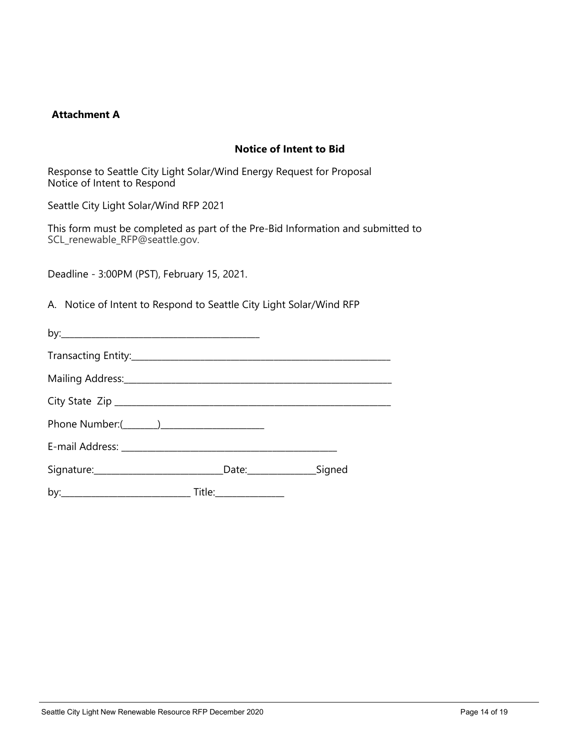**Attachment A**

## Notice of Intent to Bid

Response to Seattle City Light Solar/Wind Energy Request for Proposal
Notice of Intent to Respond

Seattle City Light Solar/Wind RFP 2021

This form must be completed as part of the Pre-Bid Information and submitted to SCL_renewable_RFP@seattle.gov.

Deadline - 3:00PM (PST), February 15, 2021.

A. Notice of Intent to Respond to Seattle City Light Solar/Wind RFP

by:_______________________________________

Transacting Entity:_______________________________________________________

Mailing Address:_________________________________________________________

City State Zip ____________________________________________________________

Phone Number:(_______)_____________________

E-mail Address: ____________________________________________

Signature:__________________________Date:______________Signed

by:__________________________ Title:______________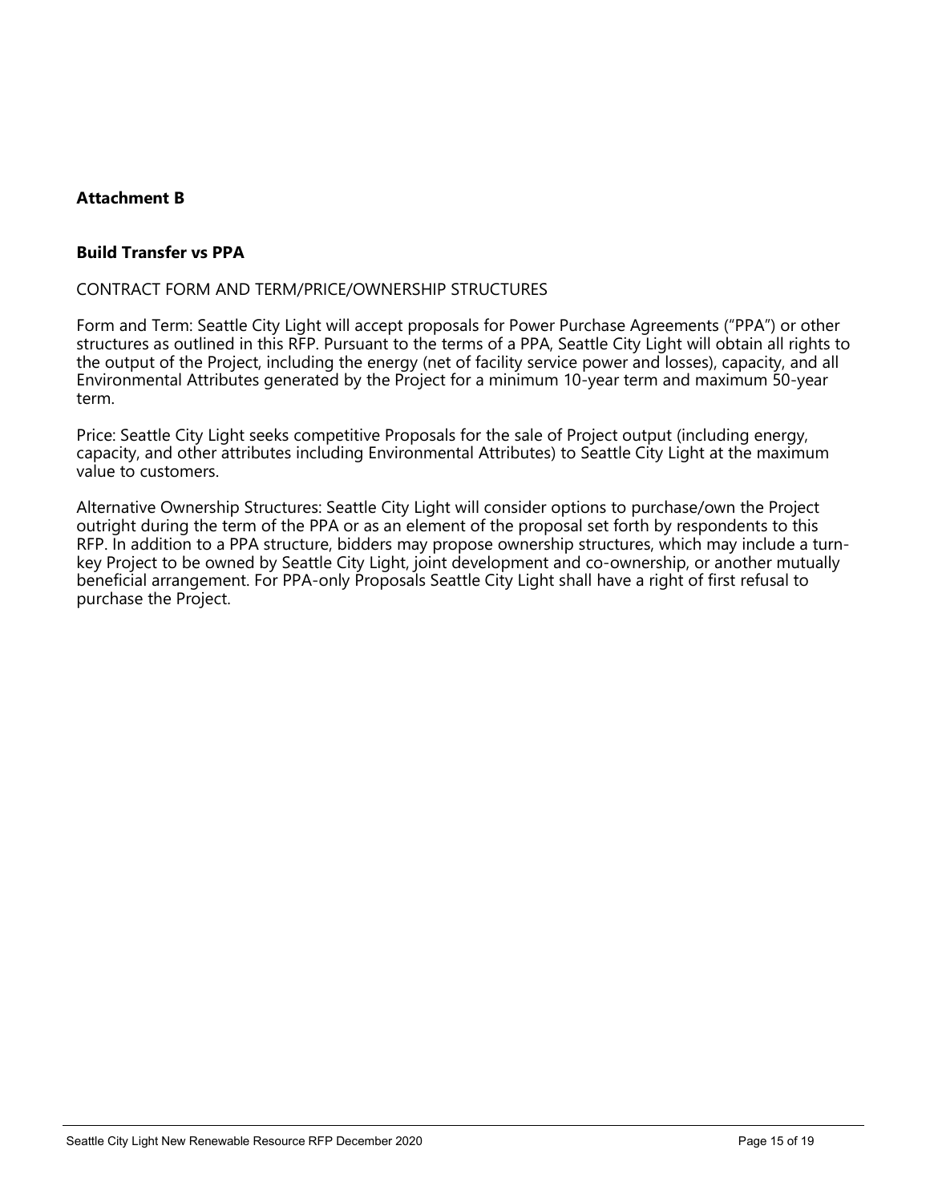## Attachment B

### Build Transfer vs PPA

CONTRACT FORM AND TERM/PRICE/OWNERSHIP STRUCTURES

Form and Term: Seattle City Light will accept proposals for Power Purchase Agreements ("PPA") or other structures as outlined in this RFP. Pursuant to the terms of a PPA, Seattle City Light will obtain all rights to the output of the Project, including the energy (net of facility service power and losses), capacity, and all Environmental Attributes generated by the Project for a minimum 10-year term and maximum 50-year term.

Price: Seattle City Light seeks competitive Proposals for the sale of Project output (including energy, capacity, and other attributes including Environmental Attributes) to Seattle City Light at the maximum value to customers.

Alternative Ownership Structures: Seattle City Light will consider options to purchase/own the Project outright during the term of the PPA or as an element of the proposal set forth by respondents to this RFP. In addition to a PPA structure, bidders may propose ownership structures, which may include a turn-key Project to be owned by Seattle City Light, joint development and co-ownership, or another mutually beneficial arrangement. For PPA-only Proposals Seattle City Light shall have a right of first refusal to purchase the Project.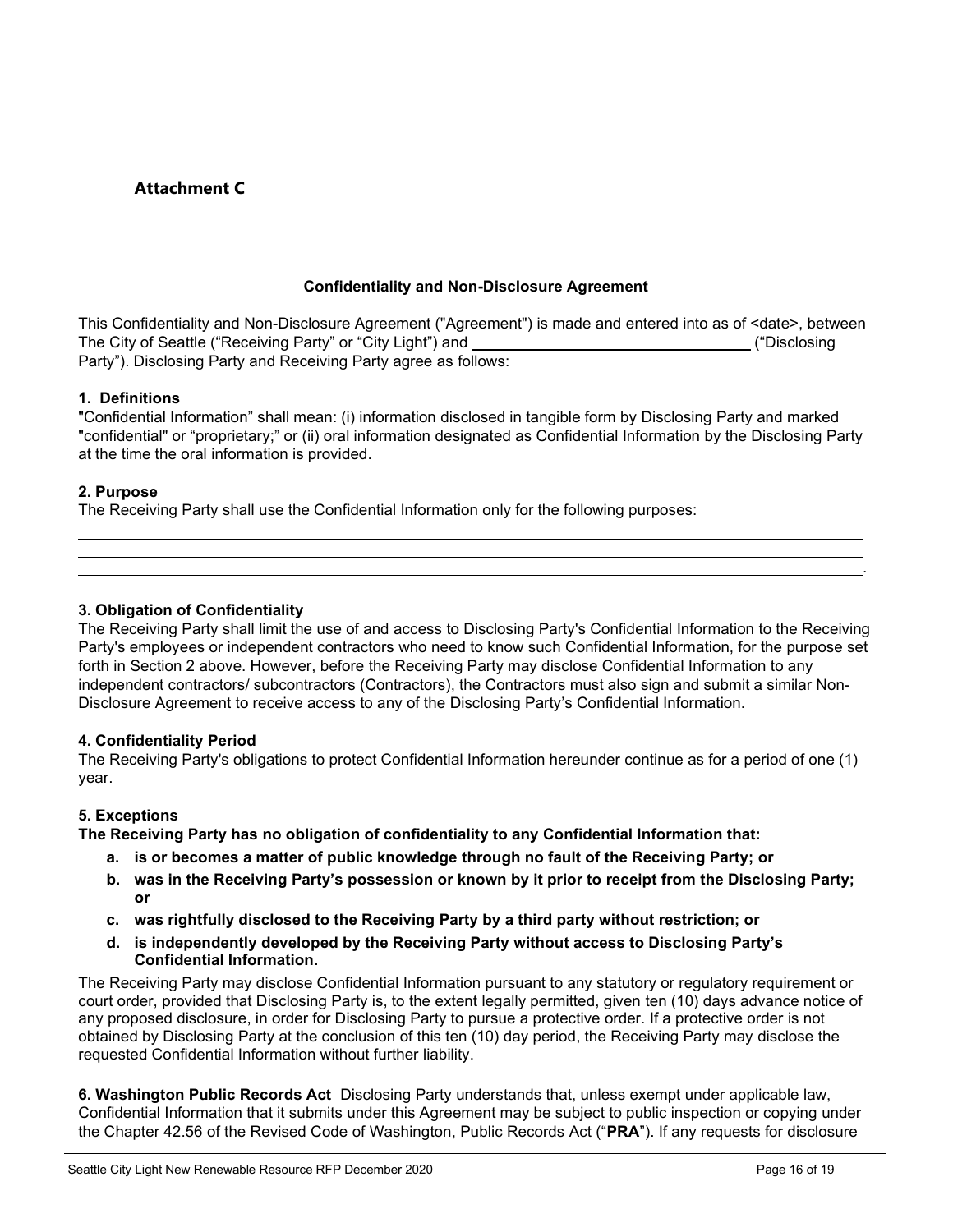## Attachment C

### Confidentiality and Non-Disclosure Agreement

This Confidentiality and Non-Disclosure Agreement ("Agreement") is made and entered into as of <date>, between The City of Seattle ("Receiving Party" or "City Light") and ________________________________ ("Disclosing Party"). Disclosing Party and Receiving Party agree as follows:

**1. Definitions**
"Confidential Information" shall mean: (i) information disclosed in tangible form by Disclosing Party and marked "confidential" or "proprietary;" or (ii) oral information designated as Confidential Information by the Disclosing Party at the time the oral information is provided.

**2. Purpose**
The Receiving Party shall use the Confidential Information only for the following purposes:

______________________________________________________________________________

______________________________________________________________________________

______________________________________________________________________________.

**3. Obligation of Confidentiality**
The Receiving Party shall limit the use of and access to Disclosing Party's Confidential Information to the Receiving Party's employees or independent contractors who need to know such Confidential Information, for the purpose set forth in Section 2 above. However, before the Receiving Party may disclose Confidential Information to any independent contractors/ subcontractors (Contractors), the Contractors must also sign and submit a similar Non-Disclosure Agreement to receive access to any of the Disclosing Party's Confidential Information.

**4. Confidentiality Period**
The Receiving Party's obligations to protect Confidential Information hereunder continue as for a period of one (1) year.

**5. Exceptions**
**The Receiving Party has no obligation of confidentiality to any Confidential Information that:**

- **a. is or becomes a matter of public knowledge through no fault of the Receiving Party; or**
- **b. was in the Receiving Party's possession or known by it prior to receipt from the Disclosing Party; or**
- **c. was rightfully disclosed to the Receiving Party by a third party without restriction; or**
- **d. is independently developed by the Receiving Party without access to Disclosing Party's Confidential Information.**

The Receiving Party may disclose Confidential Information pursuant to any statutory or regulatory requirement or court order, provided that Disclosing Party is, to the extent legally permitted, given ten (10) days advance notice of any proposed disclosure, in order for Disclosing Party to pursue a protective order. If a protective order is not obtained by Disclosing Party at the conclusion of this ten (10) day period, the Receiving Party may disclose the requested Confidential Information without further liability.

**6. Washington Public Records Act** Disclosing Party understands that, unless exempt under applicable law, Confidential Information that it submits under this Agreement may be subject to public inspection or copying under the Chapter 42.56 of the Revised Code of Washington, Public Records Act ("**PRA**"). If any requests for disclosure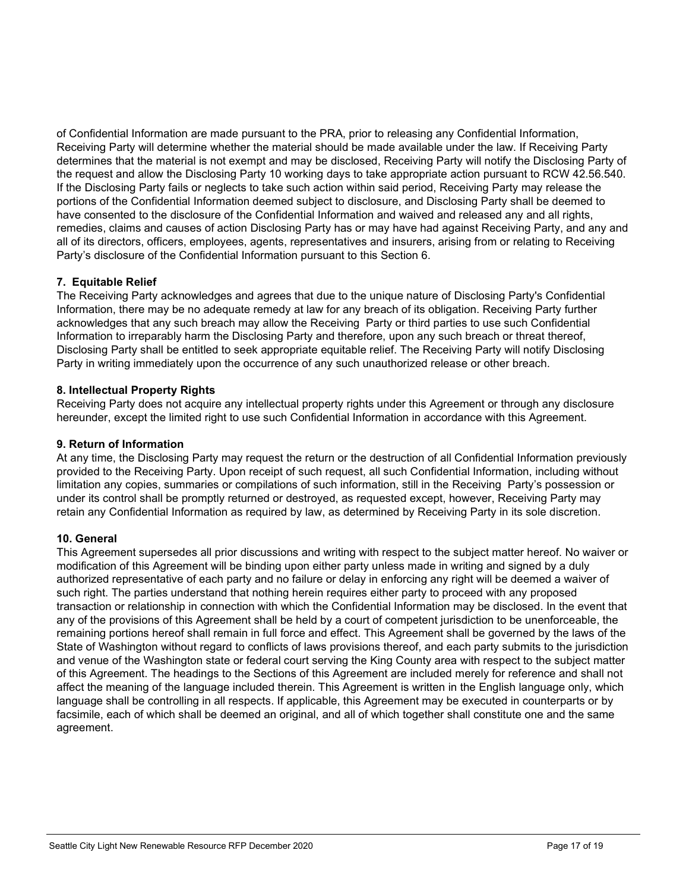of Confidential Information are made pursuant to the PRA, prior to releasing any Confidential Information, Receiving Party will determine whether the material should be made available under the law. If Receiving Party determines that the material is not exempt and may be disclosed, Receiving Party will notify the Disclosing Party of the request and allow the Disclosing Party 10 working days to take appropriate action pursuant to RCW 42.56.540. If the Disclosing Party fails or neglects to take such action within said period, Receiving Party may release the portions of the Confidential Information deemed subject to disclosure, and Disclosing Party shall be deemed to have consented to the disclosure of the Confidential Information and waived and released any and all rights, remedies, claims and causes of action Disclosing Party has or may have had against Receiving Party, and any and all of its directors, officers, employees, agents, representatives and insurers, arising from or relating to Receiving Party's disclosure of the Confidential Information pursuant to this Section 6.

**7. Equitable Relief**

The Receiving Party acknowledges and agrees that due to the unique nature of Disclosing Party's Confidential Information, there may be no adequate remedy at law for any breach of its obligation. Receiving Party further acknowledges that any such breach may allow the Receiving Party or third parties to use such Confidential Information to irreparably harm the Disclosing Party and therefore, upon any such breach or threat thereof, Disclosing Party shall be entitled to seek appropriate equitable relief. The Receiving Party will notify Disclosing Party in writing immediately upon the occurrence of any such unauthorized release or other breach.

**8. Intellectual Property Rights**

Receiving Party does not acquire any intellectual property rights under this Agreement or through any disclosure hereunder, except the limited right to use such Confidential Information in accordance with this Agreement.

**9. Return of Information**

At any time, the Disclosing Party may request the return or the destruction of all Confidential Information previously provided to the Receiving Party. Upon receipt of such request, all such Confidential Information, including without limitation any copies, summaries or compilations of such information, still in the Receiving Party's possession or under its control shall be promptly returned or destroyed, as requested except, however, Receiving Party may retain any Confidential Information as required by law, as determined by Receiving Party in its sole discretion.

**10. General**

This Agreement supersedes all prior discussions and writing with respect to the subject matter hereof. No waiver or modification of this Agreement will be binding upon either party unless made in writing and signed by a duly authorized representative of each party and no failure or delay in enforcing any right will be deemed a waiver of such right. The parties understand that nothing herein requires either party to proceed with any proposed transaction or relationship in connection with which the Confidential Information may be disclosed. In the event that any of the provisions of this Agreement shall be held by a court of competent jurisdiction to be unenforceable, the remaining portions hereof shall remain in full force and effect. This Agreement shall be governed by the laws of the State of Washington without regard to conflicts of laws provisions thereof, and each party submits to the jurisdiction and venue of the Washington state or federal court serving the King County area with respect to the subject matter of this Agreement. The headings to the Sections of this Agreement are included merely for reference and shall not affect the meaning of the language included therein. This Agreement is written in the English language only, which language shall be controlling in all respects. If applicable, this Agreement may be executed in counterparts or by facsimile, each of which shall be deemed an original, and all of which together shall constitute one and the same agreement.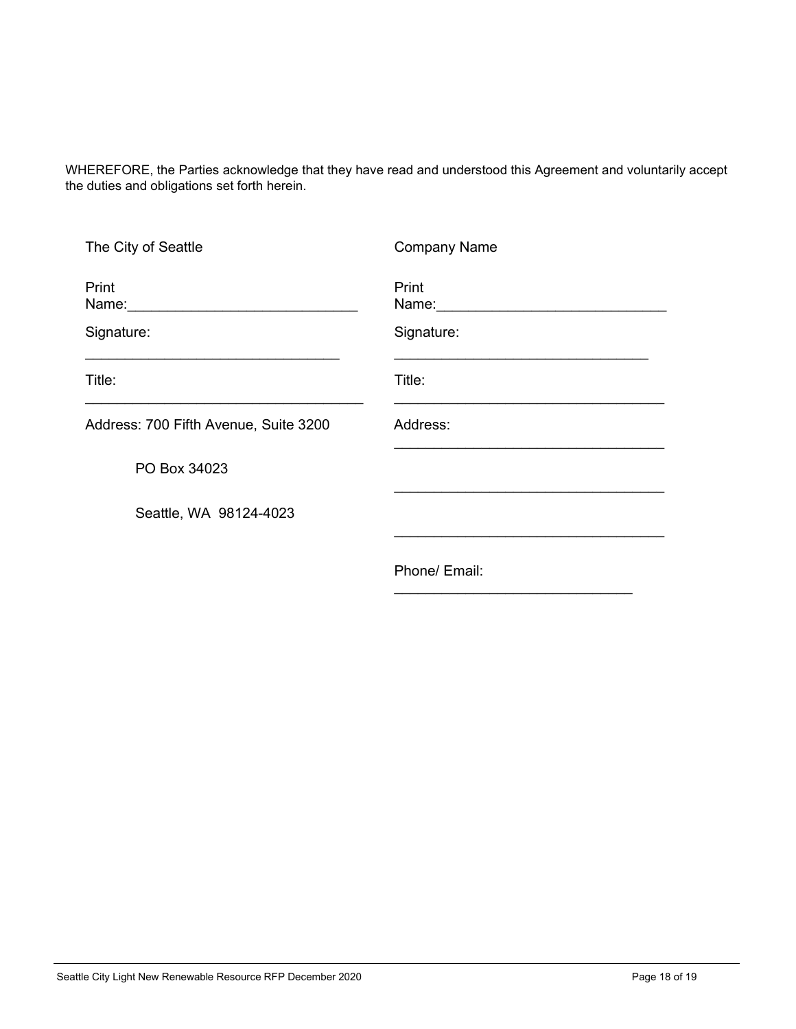WHEREFORE, the Parties acknowledge that they have read and understood this Agreement and voluntarily accept the duties and obligations set forth herein.

| The City of Seattle | Company Name |
| --- | --- |
| Print Name:_____________________________ | Print Name:_____________________________ |
| Signature: _________________________________ | Signature: _________________________________ |
| Title: ____________________________________ | Title: ____________________________________ |
| Address: 700 Fifth Avenue, Suite 3200 | Address: __________________________________ |
| PO Box 34023 | __________________________________ |
| Seattle, WA 98124-4023 | __________________________________ |
| | Phone/ Email: ______________________________ |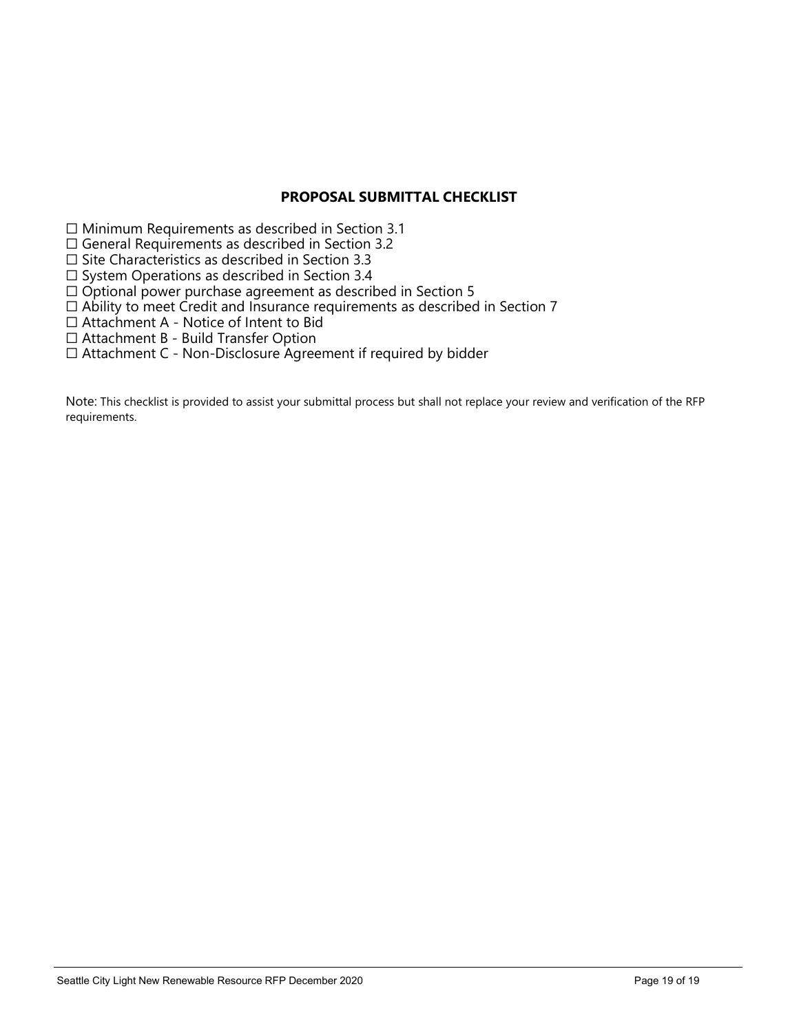**PROPOSAL SUBMITTAL CHECKLIST**

☐ Minimum Requirements as described in Section 3.1
☐ General Requirements as described in Section 3.2
☐ Site Characteristics as described in Section 3.3
☐ System Operations as described in Section 3.4
☐ Optional power purchase agreement as described in Section 5
☐ Ability to meet Credit and Insurance requirements as described in Section 7
☐ Attachment A - Notice of Intent to Bid
☐ Attachment B - Build Transfer Option
☐ Attachment C - Non-Disclosure Agreement if required by bidder

Note: This checklist is provided to assist your submittal process but shall not replace your review and verification of the RFP requirements.